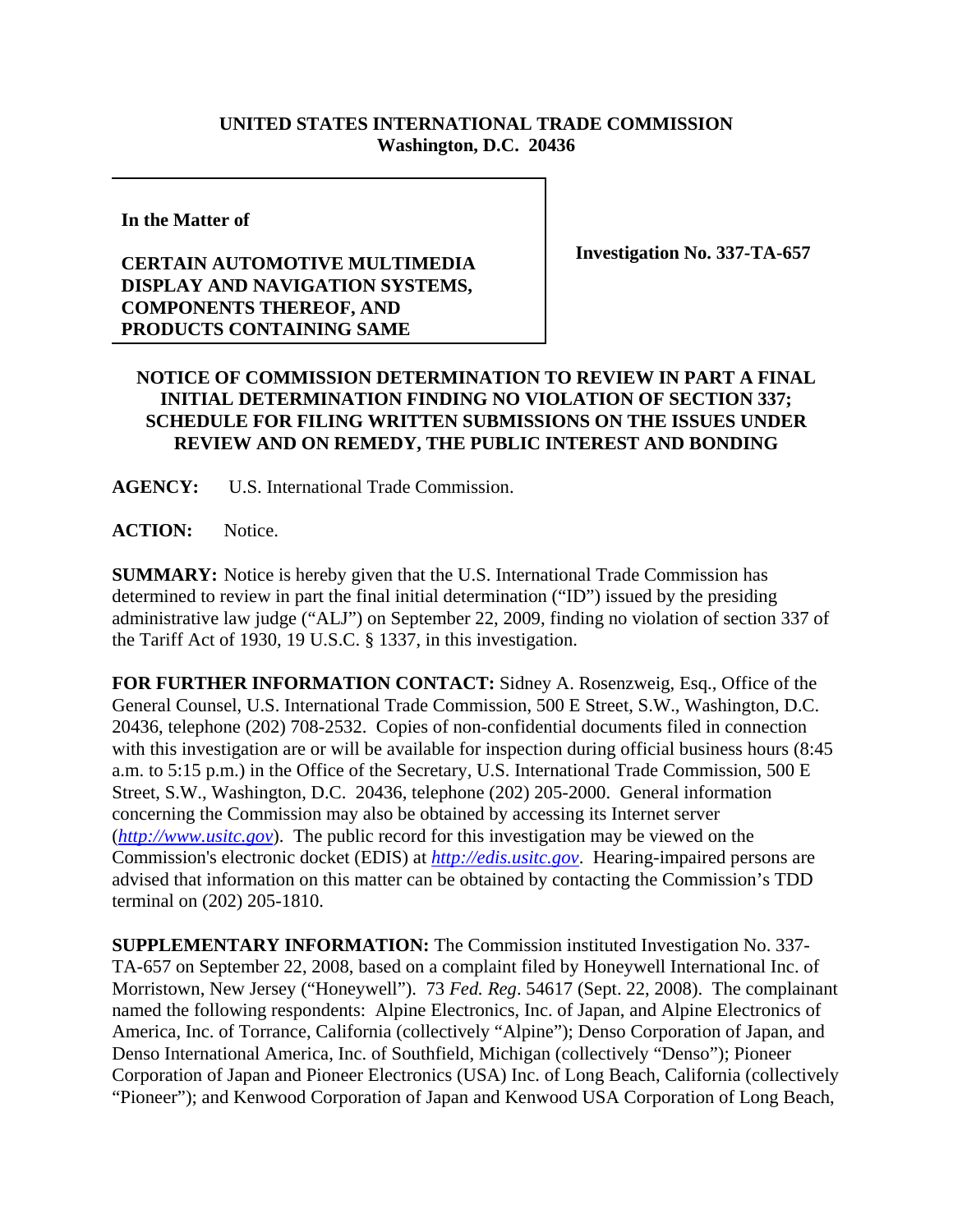**UNITED STATES INTERNATIONAL TRADE COMMISSION**
**Washington, D.C. 20436**

**In the Matter of**

**CERTAIN AUTOMOTIVE MULTIMEDIA DISPLAY AND NAVIGATION SYSTEMS, COMPONENTS THEREOF, AND PRODUCTS CONTAINING SAME**

**Investigation No. 337-TA-657**

**NOTICE OF COMMISSION DETERMINATION TO REVIEW IN PART A FINAL INITIAL DETERMINATION FINDING NO VIOLATION OF SECTION 337; SCHEDULE FOR FILING WRITTEN SUBMISSIONS ON THE ISSUES UNDER REVIEW AND ON REMEDY, THE PUBLIC INTEREST AND BONDING**

**AGENCY:** U.S. International Trade Commission.

**ACTION:** Notice.

**SUMMARY:** Notice is hereby given that the U.S. International Trade Commission has determined to review in part the final initial determination ("ID") issued by the presiding administrative law judge ("ALJ") on September 22, 2009, finding no violation of section 337 of the Tariff Act of 1930, 19 U.S.C. § 1337, in this investigation.

**FOR FURTHER INFORMATION CONTACT:** Sidney A. Rosenzweig, Esq., Office of the General Counsel, U.S. International Trade Commission, 500 E Street, S.W., Washington, D.C. 20436, telephone (202) 708-2532. Copies of non-confidential documents filed in connection with this investigation are or will be available for inspection during official business hours (8:45 a.m. to 5:15 p.m.) in the Office of the Secretary, U.S. International Trade Commission, 500 E Street, S.W., Washington, D.C. 20436, telephone (202) 205-2000. General information concerning the Commission may also be obtained by accessing its Internet server (*http://www.usitc.gov*). The public record for this investigation may be viewed on the Commission's electronic docket (EDIS) at *http://edis.usitc.gov*. Hearing-impaired persons are advised that information on this matter can be obtained by contacting the Commission's TDD terminal on (202) 205-1810.

**SUPPLEMENTARY INFORMATION:** The Commission instituted Investigation No. 337-TA-657 on September 22, 2008, based on a complaint filed by Honeywell International Inc. of Morristown, New Jersey ("Honeywell"). 73 *Fed. Reg*. 54617 (Sept. 22, 2008). The complainant named the following respondents: Alpine Electronics, Inc. of Japan, and Alpine Electronics of America, Inc. of Torrance, California (collectively "Alpine"); Denso Corporation of Japan, and Denso International America, Inc. of Southfield, Michigan (collectively "Denso"); Pioneer Corporation of Japan and Pioneer Electronics (USA) Inc. of Long Beach, California (collectively "Pioneer"); and Kenwood Corporation of Japan and Kenwood USA Corporation of Long Beach,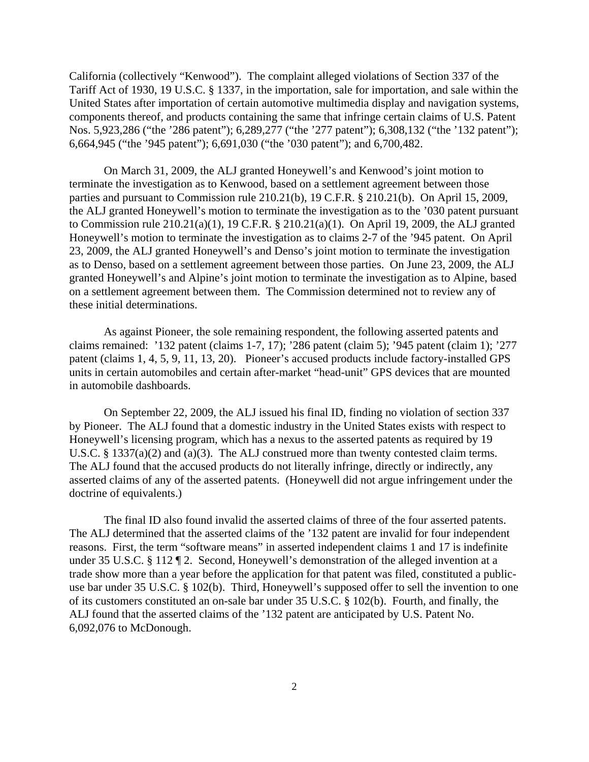California (collectively "Kenwood"). The complaint alleged violations of Section 337 of the Tariff Act of 1930, 19 U.S.C. § 1337, in the importation, sale for importation, and sale within the United States after importation of certain automotive multimedia display and navigation systems, components thereof, and products containing the same that infringe certain claims of U.S. Patent Nos. 5,923,286 ("the '286 patent"); 6,289,277 ("the '277 patent"); 6,308,132 ("the '132 patent"); 6,664,945 ("the '945 patent"); 6,691,030 ("the '030 patent"); and 6,700,482.

On March 31, 2009, the ALJ granted Honeywell's and Kenwood's joint motion to terminate the investigation as to Kenwood, based on a settlement agreement between those parties and pursuant to Commission rule 210.21(b), 19 C.F.R. § 210.21(b). On April 15, 2009, the ALJ granted Honeywell's motion to terminate the investigation as to the '030 patent pursuant to Commission rule 210.21(a)(1), 19 C.F.R. § 210.21(a)(1). On April 19, 2009, the ALJ granted Honeywell's motion to terminate the investigation as to claims 2-7 of the '945 patent. On April 23, 2009, the ALJ granted Honeywell's and Denso's joint motion to terminate the investigation as to Denso, based on a settlement agreement between those parties. On June 23, 2009, the ALJ granted Honeywell's and Alpine's joint motion to terminate the investigation as to Alpine, based on a settlement agreement between them. The Commission determined not to review any of these initial determinations.

As against Pioneer, the sole remaining respondent, the following asserted patents and claims remained: '132 patent (claims 1-7, 17); '286 patent (claim 5); '945 patent (claim 1); '277 patent (claims 1, 4, 5, 9, 11, 13, 20). Pioneer's accused products include factory-installed GPS units in certain automobiles and certain after-market "head-unit" GPS devices that are mounted in automobile dashboards.

On September 22, 2009, the ALJ issued his final ID, finding no violation of section 337 by Pioneer. The ALJ found that a domestic industry in the United States exists with respect to Honeywell's licensing program, which has a nexus to the asserted patents as required by 19 U.S.C. § 1337(a)(2) and (a)(3). The ALJ construed more than twenty contested claim terms. The ALJ found that the accused products do not literally infringe, directly or indirectly, any asserted claims of any of the asserted patents. (Honeywell did not argue infringement under the doctrine of equivalents.)

The final ID also found invalid the asserted claims of three of the four asserted patents. The ALJ determined that the asserted claims of the '132 patent are invalid for four independent reasons. First, the term "software means" in asserted independent claims 1 and 17 is indefinite under 35 U.S.C. § 112 ¶ 2. Second, Honeywell's demonstration of the alleged invention at a trade show more than a year before the application for that patent was filed, constituted a public-use bar under 35 U.S.C. § 102(b). Third, Honeywell's supposed offer to sell the invention to one of its customers constituted an on-sale bar under 35 U.S.C. § 102(b). Fourth, and finally, the ALJ found that the asserted claims of the '132 patent are anticipated by U.S. Patent No. 6,092,076 to McDonough.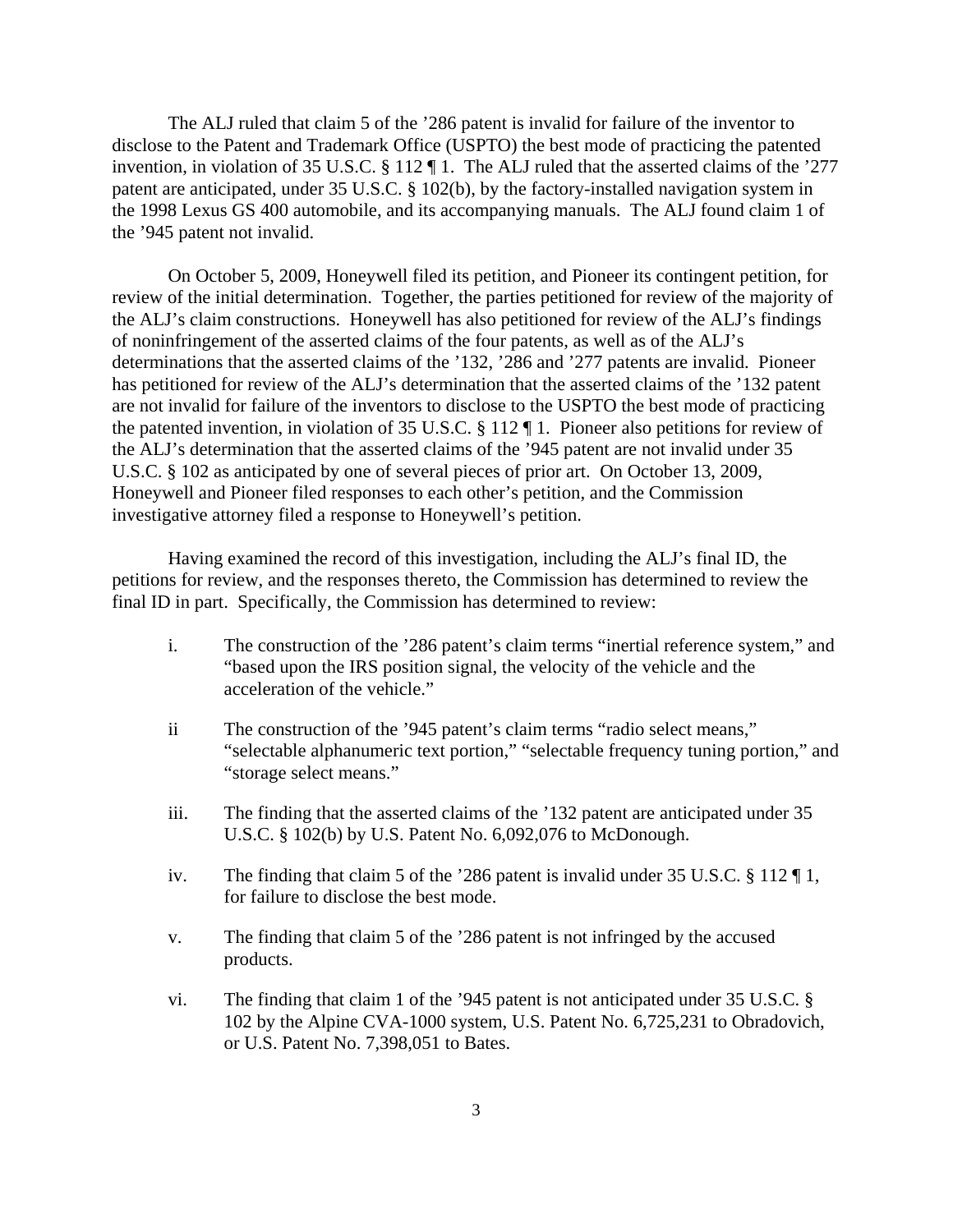The ALJ ruled that claim 5 of the '286 patent is invalid for failure of the inventor to disclose to the Patent and Trademark Office (USPTO) the best mode of practicing the patented invention, in violation of 35 U.S.C. § 112 ¶ 1. The ALJ ruled that the asserted claims of the '277 patent are anticipated, under 35 U.S.C. § 102(b), by the factory-installed navigation system in the 1998 Lexus GS 400 automobile, and its accompanying manuals. The ALJ found claim 1 of the '945 patent not invalid.

On October 5, 2009, Honeywell filed its petition, and Pioneer its contingent petition, for review of the initial determination. Together, the parties petitioned for review of the majority of the ALJ's claim constructions. Honeywell has also petitioned for review of the ALJ's findings of noninfringement of the asserted claims of the four patents, as well as of the ALJ's determinations that the asserted claims of the '132, '286 and '277 patents are invalid. Pioneer has petitioned for review of the ALJ's determination that the asserted claims of the '132 patent are not invalid for failure of the inventors to disclose to the USPTO the best mode of practicing the patented invention, in violation of 35 U.S.C. § 112 ¶ 1. Pioneer also petitions for review of the ALJ's determination that the asserted claims of the '945 patent are not invalid under 35 U.S.C. § 102 as anticipated by one of several pieces of prior art. On October 13, 2009, Honeywell and Pioneer filed responses to each other's petition, and the Commission investigative attorney filed a response to Honeywell's petition.

Having examined the record of this investigation, including the ALJ's final ID, the petitions for review, and the responses thereto, the Commission has determined to review the final ID in part. Specifically, the Commission has determined to review:

i. The construction of the '286 patent's claim terms "inertial reference system," and "based upon the IRS position signal, the velocity of the vehicle and the acceleration of the vehicle."

ii The construction of the '945 patent's claim terms "radio select means," "selectable alphanumeric text portion," "selectable frequency tuning portion," and "storage select means."

iii. The finding that the asserted claims of the '132 patent are anticipated under 35 U.S.C. § 102(b) by U.S. Patent No. 6,092,076 to McDonough.

iv. The finding that claim 5 of the '286 patent is invalid under 35 U.S.C. § 112 ¶ 1, for failure to disclose the best mode.

v. The finding that claim 5 of the '286 patent is not infringed by the accused products.

vi. The finding that claim 1 of the '945 patent is not anticipated under 35 U.S.C. § 102 by the Alpine CVA-1000 system, U.S. Patent No. 6,725,231 to Obradovich, or U.S. Patent No. 7,398,051 to Bates.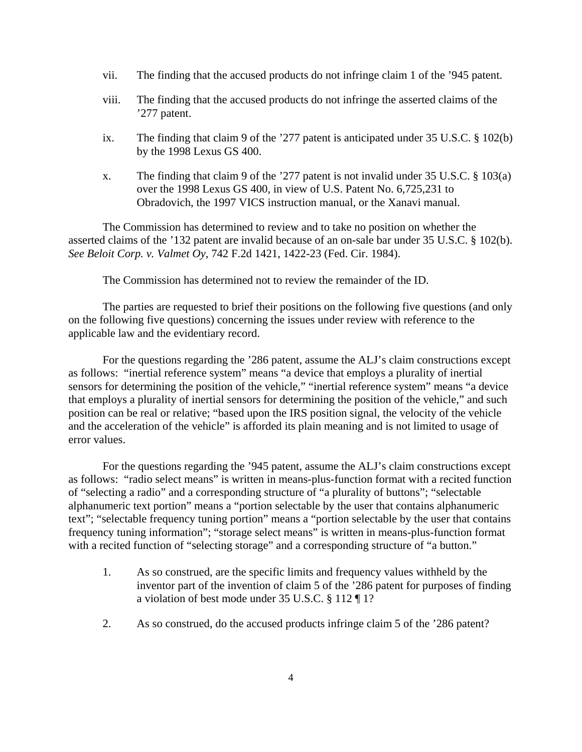vii. The finding that the accused products do not infringe claim 1 of the ’945 patent.

viii. The finding that the accused products do not infringe the asserted claims of the ’277 patent.

ix. The finding that claim 9 of the ’277 patent is anticipated under 35 U.S.C. § 102(b) by the 1998 Lexus GS 400.

x. The finding that claim 9 of the ’277 patent is not invalid under 35 U.S.C. § 103(a) over the 1998 Lexus GS 400, in view of U.S. Patent No. 6,725,231 to Obradovich, the 1997 VICS instruction manual, or the Xanavi manual.

The Commission has determined to review and to take no position on whether the asserted claims of the ’132 patent are invalid because of an on-sale bar under 35 U.S.C. § 102(b). *See Beloit Corp. v. Valmet Oy*, 742 F.2d 1421, 1422-23 (Fed. Cir. 1984).

The Commission has determined not to review the remainder of the ID.

The parties are requested to brief their positions on the following five questions (and only on the following five questions) concerning the issues under review with reference to the applicable law and the evidentiary record.

For the questions regarding the ’286 patent, assume the ALJ’s claim constructions except as follows: “inertial reference system” means “a device that employs a plurality of inertial sensors for determining the position of the vehicle,” “inertial reference system” means “a device that employs a plurality of inertial sensors for determining the position of the vehicle,” and such position can be real or relative; “based upon the IRS position signal, the velocity of the vehicle and the acceleration of the vehicle” is afforded its plain meaning and is not limited to usage of error values.

For the questions regarding the ’945 patent, assume the ALJ’s claim constructions except as follows: “radio select means” is written in means-plus-function format with a recited function of “selecting a radio” and a corresponding structure of “a plurality of buttons”; “selectable alphanumeric text portion” means a “portion selectable by the user that contains alphanumeric text”; “selectable frequency tuning portion” means a “portion selectable by the user that contains frequency tuning information”; “storage select means” is written in means-plus-function format with a recited function of “selecting storage” and a corresponding structure of “a button.”

1. As so construed, are the specific limits and frequency values withheld by the inventor part of the invention of claim 5 of the ’286 patent for purposes of finding a violation of best mode under 35 U.S.C. § 112 ¶ 1?

2. As so construed, do the accused products infringe claim 5 of the ’286 patent?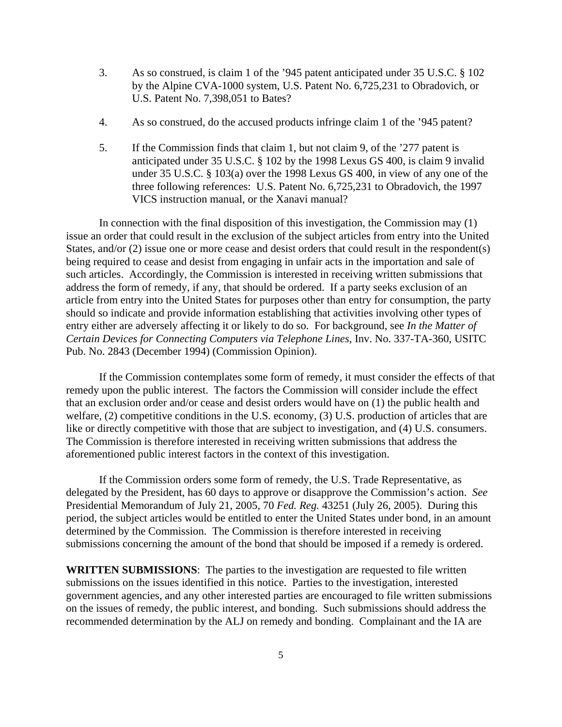3. As so construed, is claim 1 of the '945 patent anticipated under 35 U.S.C. § 102 by the Alpine CVA-1000 system, U.S. Patent No. 6,725,231 to Obradovich, or U.S. Patent No. 7,398,051 to Bates?

4. As so construed, do the accused products infringe claim 1 of the '945 patent?

5. If the Commission finds that claim 1, but not claim 9, of the '277 patent is anticipated under 35 U.S.C. § 102 by the 1998 Lexus GS 400, is claim 9 invalid under 35 U.S.C. § 103(a) over the 1998 Lexus GS 400, in view of any one of the three following references: U.S. Patent No. 6,725,231 to Obradovich, the 1997 VICS instruction manual, or the Xanavi manual?

In connection with the final disposition of this investigation, the Commission may (1) issue an order that could result in the exclusion of the subject articles from entry into the United States, and/or (2) issue one or more cease and desist orders that could result in the respondent(s) being required to cease and desist from engaging in unfair acts in the importation and sale of such articles. Accordingly, the Commission is interested in receiving written submissions that address the form of remedy, if any, that should be ordered. If a party seeks exclusion of an article from entry into the United States for purposes other than entry for consumption, the party should so indicate and provide information establishing that activities involving other types of entry either are adversely affecting it or likely to do so. For background, see *In the Matter of Certain Devices for Connecting Computers via Telephone Lines*, Inv. No. 337-TA-360, USITC Pub. No. 2843 (December 1994) (Commission Opinion).

If the Commission contemplates some form of remedy, it must consider the effects of that remedy upon the public interest. The factors the Commission will consider include the effect that an exclusion order and/or cease and desist orders would have on (1) the public health and welfare, (2) competitive conditions in the U.S. economy, (3) U.S. production of articles that are like or directly competitive with those that are subject to investigation, and (4) U.S. consumers. The Commission is therefore interested in receiving written submissions that address the aforementioned public interest factors in the context of this investigation.

If the Commission orders some form of remedy, the U.S. Trade Representative, as delegated by the President, has 60 days to approve or disapprove the Commission's action. *See* Presidential Memorandum of July 21, 2005, 70 *Fed. Reg.* 43251 (July 26, 2005). During this period, the subject articles would be entitled to enter the United States under bond, in an amount determined by the Commission. The Commission is therefore interested in receiving submissions concerning the amount of the bond that should be imposed if a remedy is ordered.

**WRITTEN SUBMISSIONS**: The parties to the investigation are requested to file written submissions on the issues identified in this notice. Parties to the investigation, interested government agencies, and any other interested parties are encouraged to file written submissions on the issues of remedy, the public interest, and bonding. Such submissions should address the recommended determination by the ALJ on remedy and bonding. Complainant and the IA are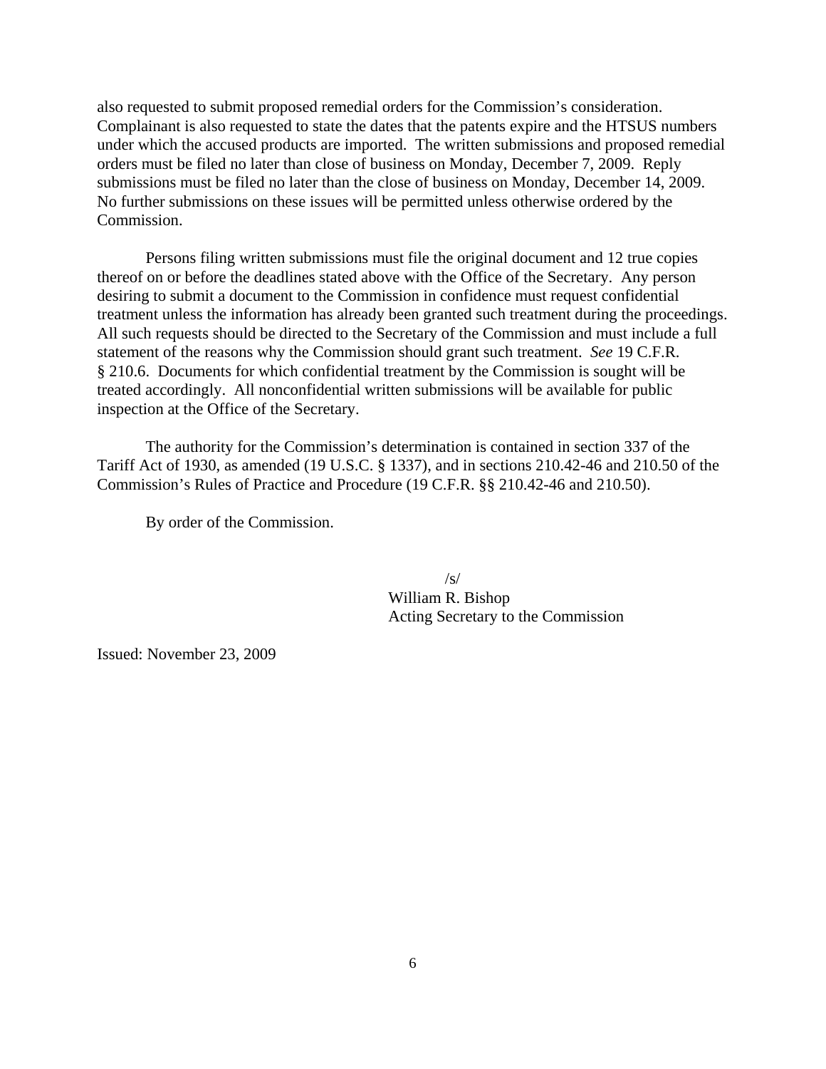also requested to submit proposed remedial orders for the Commission's consideration. Complainant is also requested to state the dates that the patents expire and the HTSUS numbers under which the accused products are imported. The written submissions and proposed remedial orders must be filed no later than close of business on Monday, December 7, 2009. Reply submissions must be filed no later than the close of business on Monday, December 14, 2009. No further submissions on these issues will be permitted unless otherwise ordered by the Commission.

Persons filing written submissions must file the original document and 12 true copies thereof on or before the deadlines stated above with the Office of the Secretary. Any person desiring to submit a document to the Commission in confidence must request confidential treatment unless the information has already been granted such treatment during the proceedings. All such requests should be directed to the Secretary of the Commission and must include a full statement of the reasons why the Commission should grant such treatment. *See* 19 C.F.R. § 210.6. Documents for which confidential treatment by the Commission is sought will be treated accordingly. All nonconfidential written submissions will be available for public inspection at the Office of the Secretary.

The authority for the Commission's determination is contained in section 337 of the Tariff Act of 1930, as amended (19 U.S.C. § 1337), and in sections 210.42-46 and 210.50 of the Commission's Rules of Practice and Procedure (19 C.F.R. §§ 210.42-46 and 210.50).

By order of the Commission.

/s/
William R. Bishop
Acting Secretary to the Commission

Issued: November 23, 2009